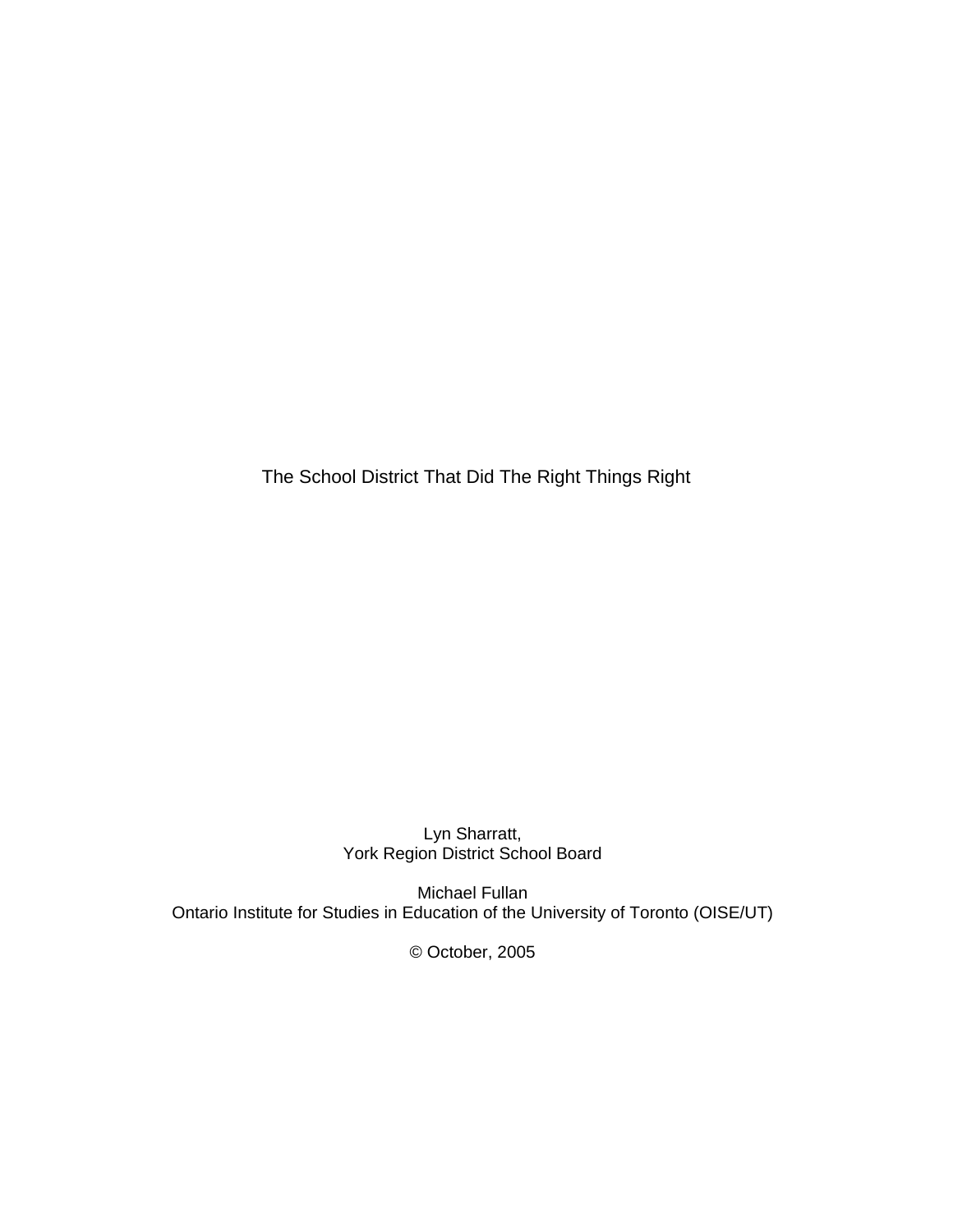# The School District That Did The Right Things Right

Lyn Sharratt,
York Region District School Board

Michael Fullan
Ontario Institute for Studies in Education of the University of Toronto (OISE/UT)

© October, 2005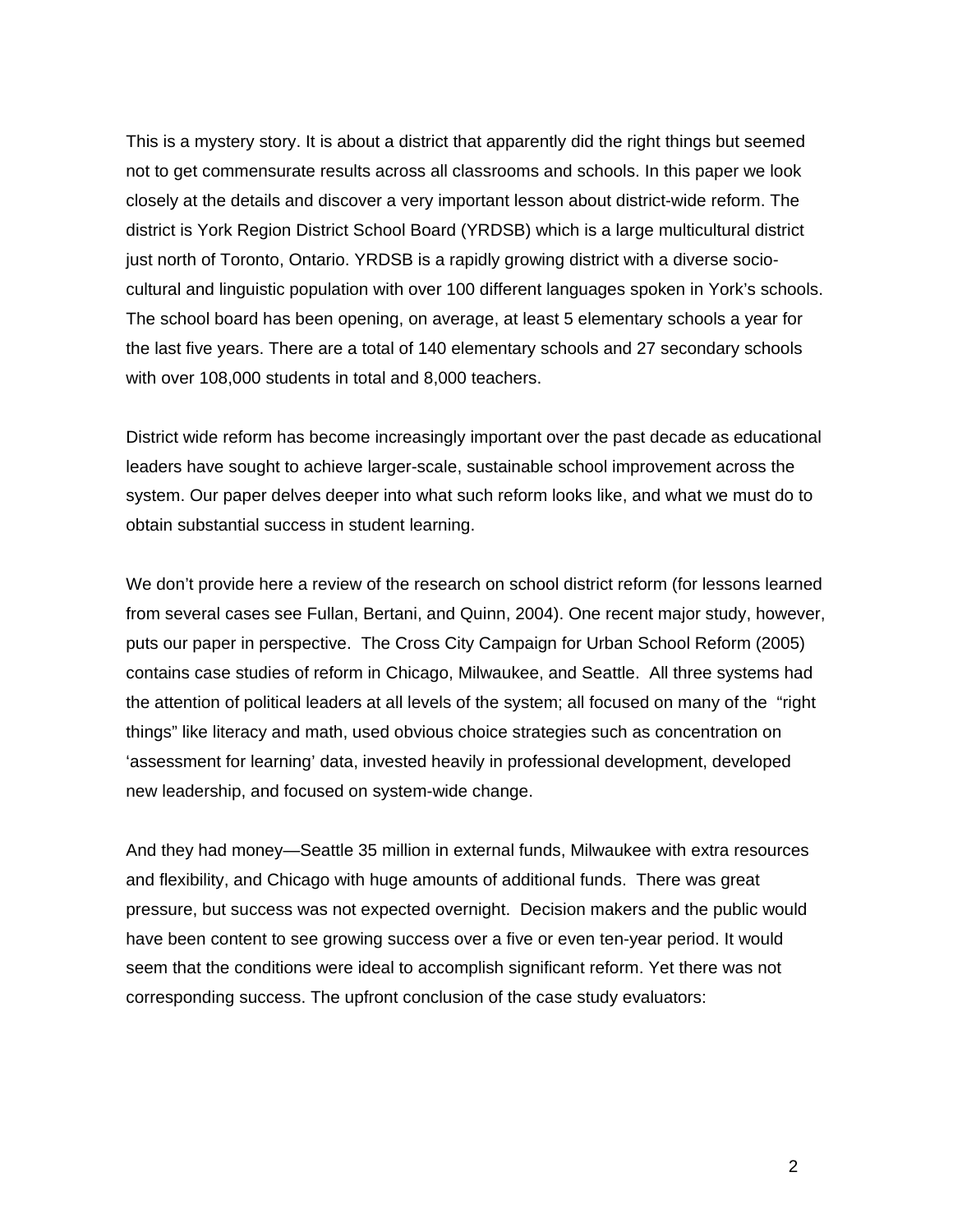This is a mystery story. It is about a district that apparently did the right things but seemed not to get commensurate results across all classrooms and schools. In this paper we look closely at the details and discover a very important lesson about district-wide reform. The district is York Region District School Board (YRDSB) which is a large multicultural district just north of Toronto, Ontario. YRDSB is a rapidly growing district with a diverse socio-cultural and linguistic population with over 100 different languages spoken in York's schools. The school board has been opening, on average, at least 5 elementary schools a year for the last five years. There are a total of 140 elementary schools and 27 secondary schools with over 108,000 students in total and 8,000 teachers.

District wide reform has become increasingly important over the past decade as educational leaders have sought to achieve larger-scale, sustainable school improvement across the system. Our paper delves deeper into what such reform looks like, and what we must do to obtain substantial success in student learning.

We don't provide here a review of the research on school district reform (for lessons learned from several cases see Fullan, Bertani, and Quinn, 2004). One recent major study, however, puts our paper in perspective. The Cross City Campaign for Urban School Reform (2005) contains case studies of reform in Chicago, Milwaukee, and Seattle. All three systems had the attention of political leaders at all levels of the system; all focused on many of the "right things" like literacy and math, used obvious choice strategies such as concentration on 'assessment for learning' data, invested heavily in professional development, developed new leadership, and focused on system-wide change.

And they had money—Seattle 35 million in external funds, Milwaukee with extra resources and flexibility, and Chicago with huge amounts of additional funds. There was great pressure, but success was not expected overnight. Decision makers and the public would have been content to see growing success over a five or even ten-year period. It would seem that the conditions were ideal to accomplish significant reform. Yet there was not corresponding success. The upfront conclusion of the case study evaluators: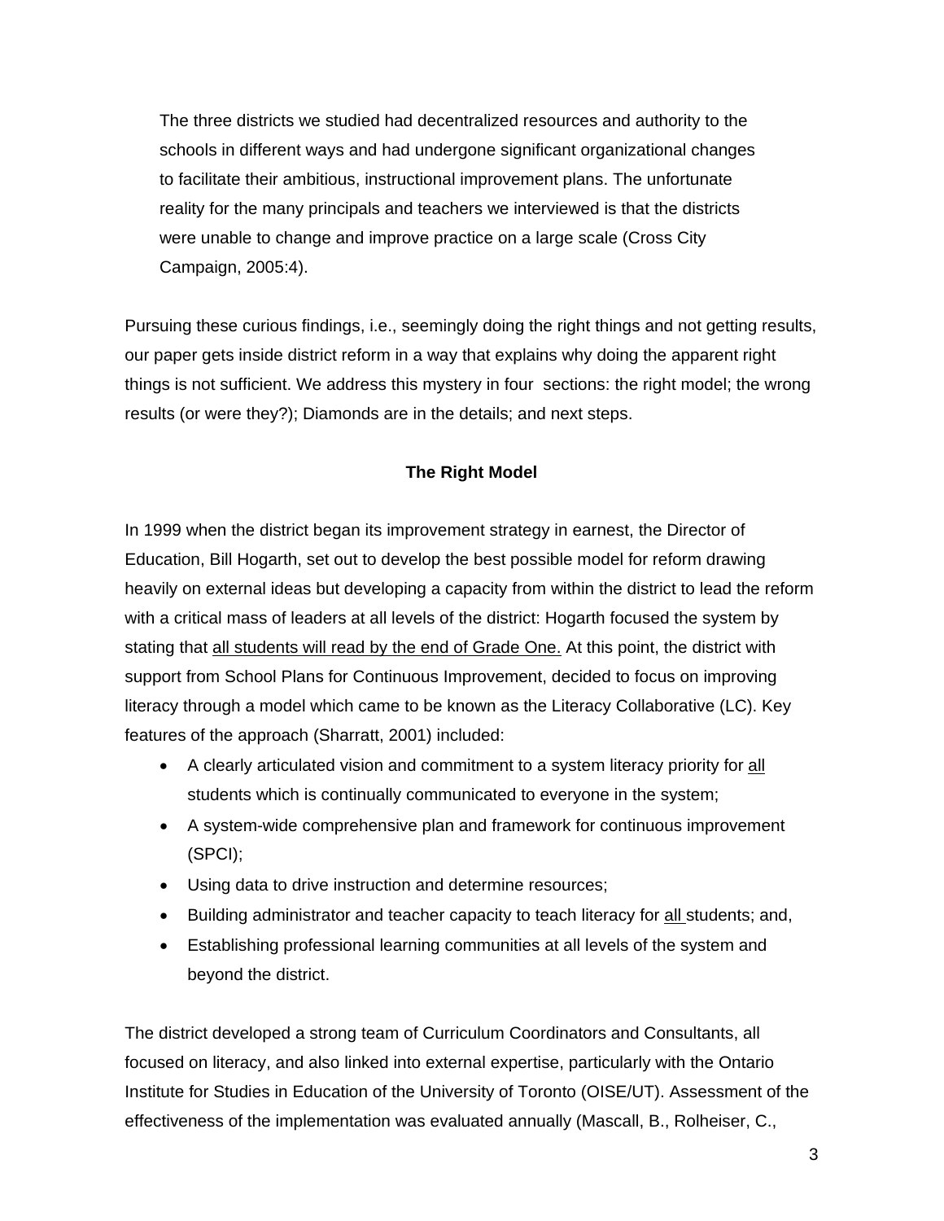> The three districts we studied had decentralized resources and authority to the schools in different ways and had undergone significant organizational changes to facilitate their ambitious, instructional improvement plans. The unfortunate reality for the many principals and teachers we interviewed is that the districts were unable to change and improve practice on a large scale (Cross City Campaign, 2005:4).

Pursuing these curious findings, i.e., seemingly doing the right things and not getting results, our paper gets inside district reform in a way that explains why doing the apparent right things is not sufficient. We address this mystery in four sections: the right model; the wrong results (or were they?); Diamonds are in the details; and next steps.

## The Right Model

In 1999 when the district began its improvement strategy in earnest, the Director of Education, Bill Hogarth, set out to develop the best possible model for reform drawing heavily on external ideas but developing a capacity from within the district to lead the reform with a critical mass of leaders at all levels of the district: Hogarth focused the system by stating that <u>all students will read by the end of Grade One.</u> At this point, the district with support from School Plans for Continuous Improvement, decided to focus on improving literacy through a model which came to be known as the Literacy Collaborative (LC). Key features of the approach (Sharratt, 2001) included:

- A clearly articulated vision and commitment to a system literacy priority for <u>all</u> students which is continually communicated to everyone in the system;
- A system-wide comprehensive plan and framework for continuous improvement (SPCI);
- Using data to drive instruction and determine resources;
- Building administrator and teacher capacity to teach literacy for <u>all</u> students; and,
- Establishing professional learning communities at all levels of the system and beyond the district.

The district developed a strong team of Curriculum Coordinators and Consultants, all focused on literacy, and also linked into external expertise, particularly with the Ontario Institute for Studies in Education of the University of Toronto (OISE/UT). Assessment of the effectiveness of the implementation was evaluated annually (Mascall, B., Rolheiser, C.,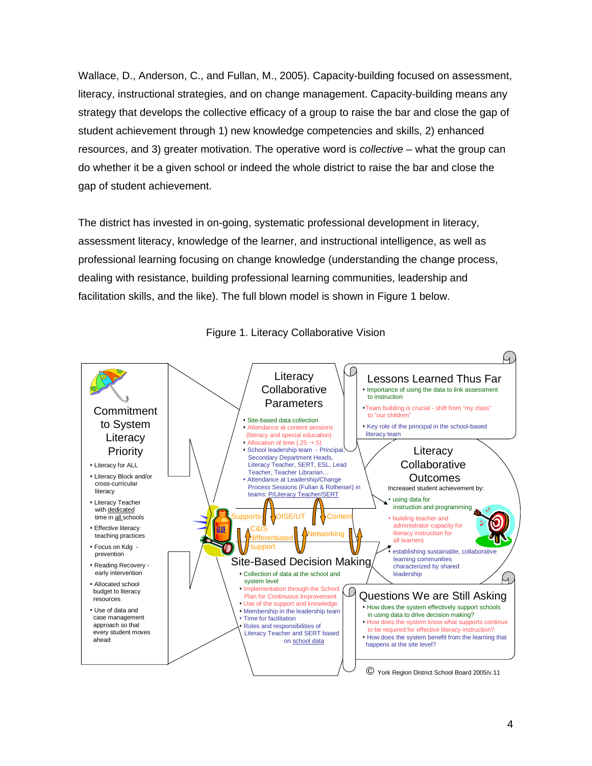Wallace, D., Anderson, C., and Fullan, M., 2005). Capacity-building focused on assessment, literacy, instructional strategies, and on change management. Capacity-building means any strategy that develops the collective efficacy of a group to raise the bar and close the gap of student achievement through 1) new knowledge competencies and skills, 2) enhanced resources, and 3) greater motivation. The operative word is *collective* – what the group can do whether it be a given school or indeed the whole district to raise the bar and close the gap of student achievement.

The district has invested in on-going, systematic professional development in literacy, assessment literacy, knowledge of the learner, and instructional intelligence, as well as professional learning focusing on change knowledge (understanding the change process, dealing with resistance, building professional learning communities, leadership and facilitation skills, and the like). The full blown model is shown in Figure 1 below.

Figure 1. Literacy Collaborative Vision

**Commitment to System Literacy Priority**

- Literacy for ALL
- Literacy Block and/or cross-curricular literacy
- Literacy Teacher with dedicated time in all schools
- Effective literacy teaching practices
- Focus on Kdg - prevention
- Reading Recovery - early intervention
- Allocated school budget to literacy resources
- Use of data and case management approach so that every student moves ahead

**Literacy Collaborative Parameters**

- Site-based data collection
- Attendance at content sessions (literacy and special education)
- Allocation of time (.25 → .5)
- School leadership team - Principal, Secondary Department Heads, Literacy Teacher, SERT, ESL, Lead Teacher, Teacher Librarian…
- Attendance at Leadership/Change Process Sessions (Fullan & Rolheiser) in teams: P/Literacy Teacher/SERT

Supports, OISE/UT, Content, C&IS, differentiated support, Networking

**Site-Based Decision Making**

- Collection of data at the school and system level
- Implementation through the School Plan for Continuous Improvement
- Use of the support and knowledge
- Membership in the leadership team
- Time for facilitation
- Roles and responsibilities of Literacy Teacher and SERT based on school data

**Lessons Learned Thus Far**

- Importance of using the data to link assessment to instruction
- Team building is crucial - shift from "my class" to "our children"
- Key role of the principal in the school-based literacy team

**Literacy Collaborative Outcomes**

Increased student achievement by:

- using data for instruction and programming
- building teacher and administrator capacity for literacy instruction for all learners
- establishing sustainable, collaborative learning communities characterized by shared leadership

**Questions We are Still Asking**

- How does the system effectively support schools in using data to drive decision making?
- How does the system know what supports continue to be required for effective literacy instruction?
- How does the system benefit from the learning that happens at the site level?

© York Region District School Board 2005/v.11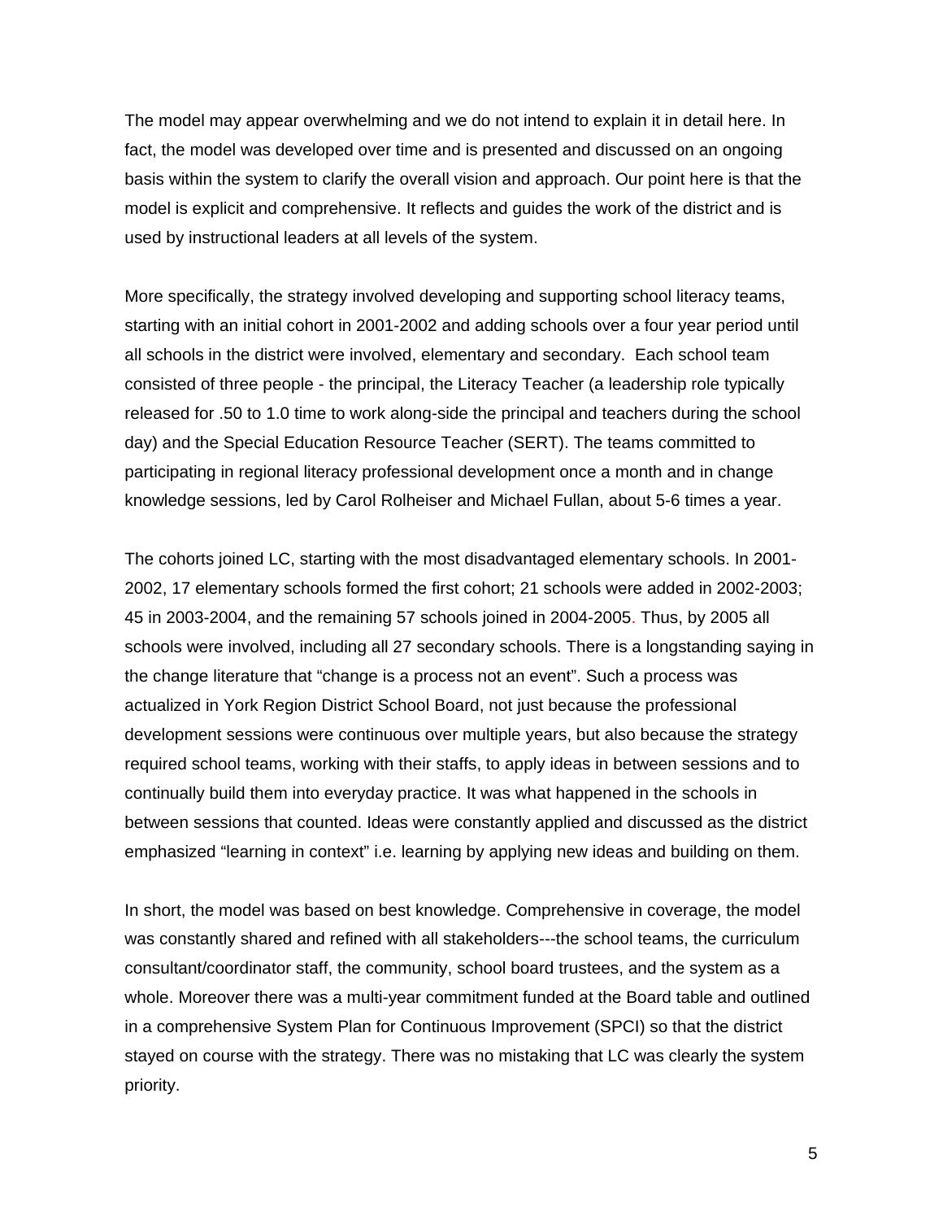The model may appear overwhelming and we do not intend to explain it in detail here. In fact, the model was developed over time and is presented and discussed on an ongoing basis within the system to clarify the overall vision and approach. Our point here is that the model is explicit and comprehensive. It reflects and guides the work of the district and is used by instructional leaders at all levels of the system.

More specifically, the strategy involved developing and supporting school literacy teams, starting with an initial cohort in 2001-2002 and adding schools over a four year period until all schools in the district were involved, elementary and secondary.  Each school team consisted of three people - the principal, the Literacy Teacher (a leadership role typically released for .50 to 1.0 time to work along-side the principal and teachers during the school day) and the Special Education Resource Teacher (SERT). The teams committed to participating in regional literacy professional development once a month and in change knowledge sessions, led by Carol Rolheiser and Michael Fullan, about 5-6 times a year.

The cohorts joined LC, starting with the most disadvantaged elementary schools. In 2001-2002, 17 elementary schools formed the first cohort; 21 schools were added in 2002-2003; 45 in 2003-2004, and the remaining 57 schools joined in 2004-2005. Thus, by 2005 all schools were involved, including all 27 secondary schools. There is a longstanding saying in the change literature that "change is a process not an event". Such a process was actualized in York Region District School Board, not just because the professional development sessions were continuous over multiple years, but also because the strategy required school teams, working with their staffs, to apply ideas in between sessions and to continually build them into everyday practice. It was what happened in the schools in between sessions that counted. Ideas were constantly applied and discussed as the district emphasized "learning in context" i.e. learning by applying new ideas and building on them.

In short, the model was based on best knowledge. Comprehensive in coverage, the model was constantly shared and refined with all stakeholders---the school teams, the curriculum consultant/coordinator staff, the community, school board trustees, and the system as a whole. Moreover there was a multi-year commitment funded at the Board table and outlined in a comprehensive System Plan for Continuous Improvement (SPCI) so that the district stayed on course with the strategy. There was no mistaking that LC was clearly the system priority.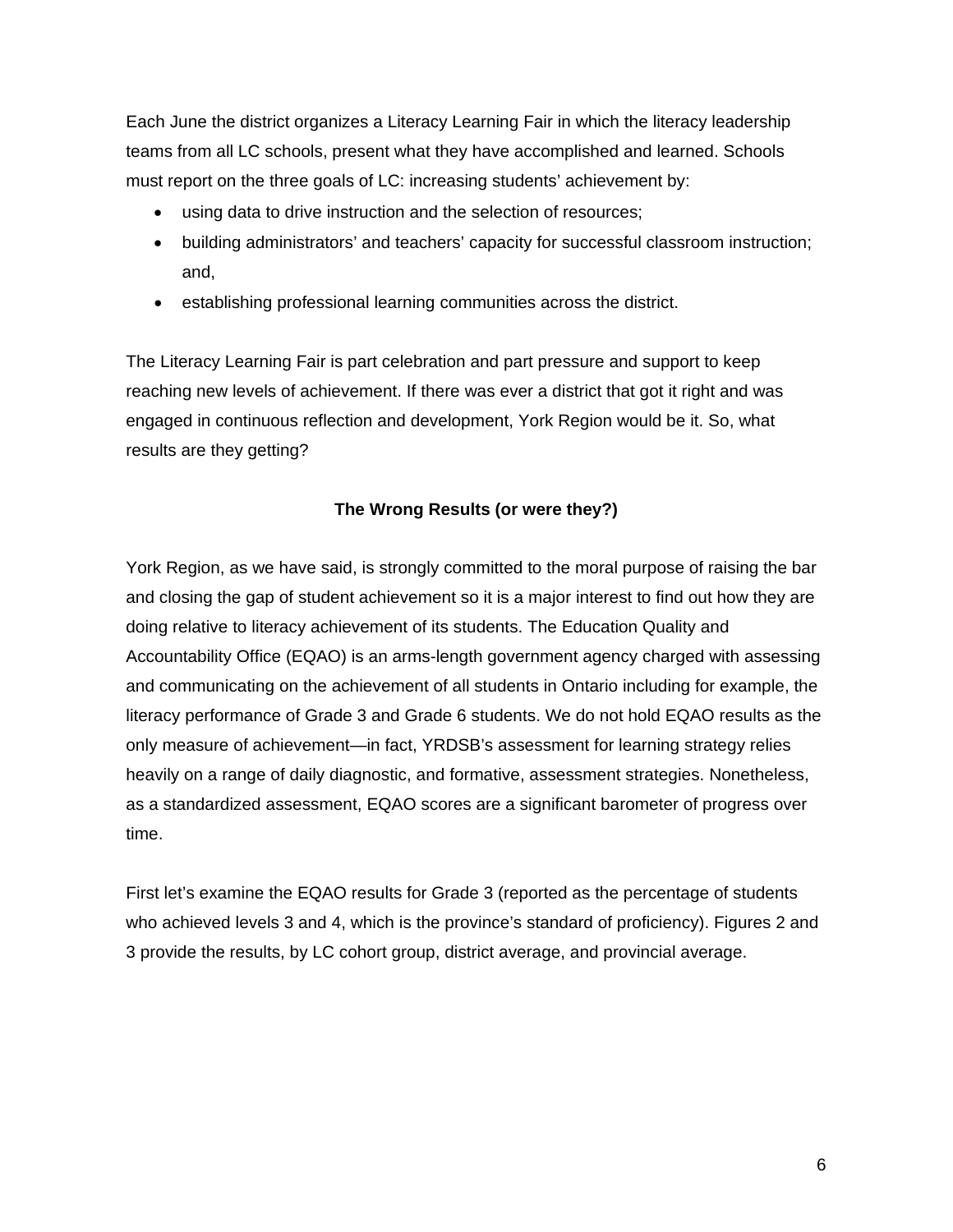Each June the district organizes a Literacy Learning Fair in which the literacy leadership teams from all LC schools, present what they have accomplished and learned. Schools must report on the three goals of LC: increasing students' achievement by:

- using data to drive instruction and the selection of resources;
- building administrators' and teachers' capacity for successful classroom instruction; and,
- establishing professional learning communities across the district.

The Literacy Learning Fair is part celebration and part pressure and support to keep reaching new levels of achievement. If there was ever a district that got it right and was engaged in continuous reflection and development, York Region would be it. So, what results are they getting?

**The Wrong Results (or were they?)**

York Region, as we have said, is strongly committed to the moral purpose of raising the bar and closing the gap of student achievement so it is a major interest to find out how they are doing relative to literacy achievement of its students. The Education Quality and Accountability Office (EQAO) is an arms-length government agency charged with assessing and communicating on the achievement of all students in Ontario including for example, the literacy performance of Grade 3 and Grade 6 students. We do not hold EQAO results as the only measure of achievement—in fact, YRDSB's assessment for learning strategy relies heavily on a range of daily diagnostic, and formative, assessment strategies. Nonetheless, as a standardized assessment, EQAO scores are a significant barometer of progress over time.

First let's examine the EQAO results for Grade 3 (reported as the percentage of students who achieved levels 3 and 4, which is the province's standard of proficiency). Figures 2 and 3 provide the results, by LC cohort group, district average, and provincial average.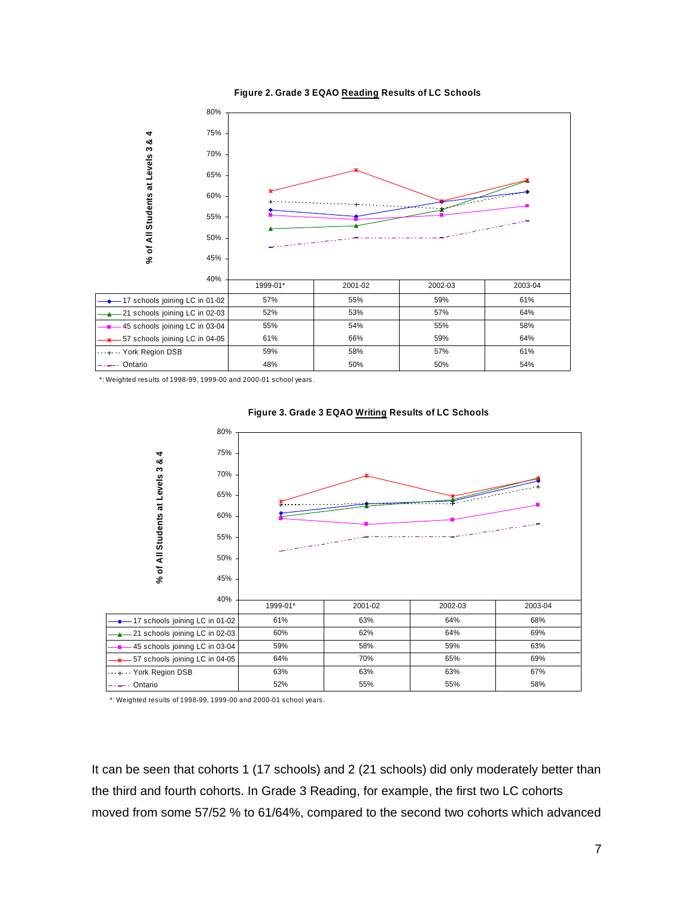**Figure 2. Grade 3 EQAO Reading Results of LC Schools**

| % of All Students at Levels 3 & 4 | 1999-01* | 2001-02 | 2002-03 | 2003-04 |
|---|---|---|---|---|
| 17 schools joining LC in 01-02 | 57% | 55% | 59% | 61% |
| 21 schools joining LC in 02-03 | 52% | 53% | 57% | 64% |
| 45 schools joining LC in 03-04 | 55% | 54% | 55% | 58% |
| 57 schools joining LC in 04-05 | 61% | 66% | 59% | 64% |
| York Region DSB | 59% | 58% | 57% | 61% |
| Ontario | 48% | 50% | 50% | 54% |

*: Weighted results of 1998-99, 1999-00 and 2000-01 school years.

**Figure 3. Grade 3 EQAO Writing Results of LC Schools**

| % of All Students at Levels 3 & 4 | 1999-01* | 2001-02 | 2002-03 | 2003-04 |
|---|---|---|---|---|
| 17 schools joining LC in 01-02 | 61% | 63% | 64% | 68% |
| 21 schools joining LC in 02-03 | 60% | 62% | 64% | 69% |
| 45 schools joining LC in 03-04 | 59% | 58% | 59% | 63% |
| 57 schools joining LC in 04-05 | 64% | 70% | 65% | 69% |
| York Region DSB | 63% | 63% | 63% | 67% |
| Ontario | 52% | 55% | 55% | 58% |

*: Weighted results of 1998-99, 1999-00 and 2000-01 school years.

It can be seen that cohorts 1 (17 schools) and 2 (21 schools) did only moderately better than the third and fourth cohorts. In Grade 3 Reading, for example, the first two LC cohorts moved from some 57/52 % to 61/64%, compared to the second two cohorts which advanced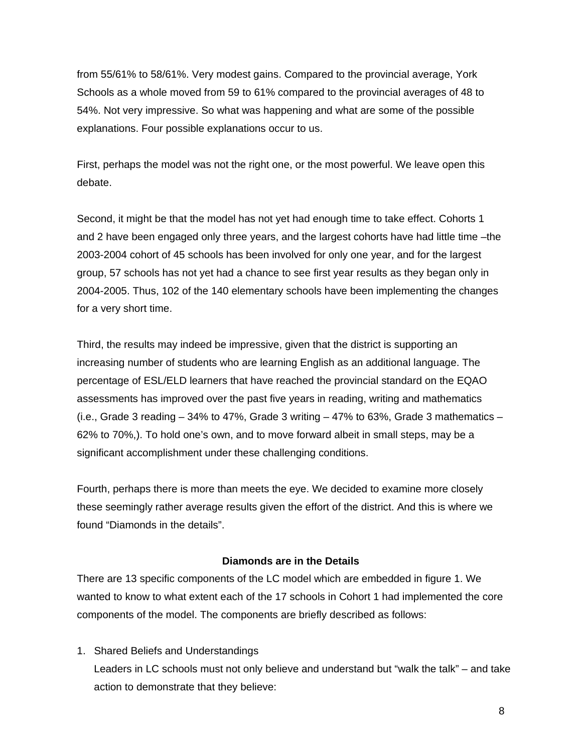from 55/61% to 58/61%. Very modest gains. Compared to the provincial average, York Schools as a whole moved from 59 to 61% compared to the provincial averages of 48 to 54%. Not very impressive. So what was happening and what are some of the possible explanations. Four possible explanations occur to us.

First, perhaps the model was not the right one, or the most powerful. We leave open this debate.

Second, it might be that the model has not yet had enough time to take effect. Cohorts 1 and 2 have been engaged only three years, and the largest cohorts have had little time –the 2003-2004 cohort of 45 schools has been involved for only one year, and for the largest group, 57 schools has not yet had a chance to see first year results as they began only in 2004-2005. Thus, 102 of the 140 elementary schools have been implementing the changes for a very short time.

Third, the results may indeed be impressive, given that the district is supporting an increasing number of students who are learning English as an additional language. The percentage of ESL/ELD learners that have reached the provincial standard on the EQAO assessments has improved over the past five years in reading, writing and mathematics (i.e., Grade 3 reading – 34% to 47%, Grade 3 writing – 47% to 63%, Grade 3 mathematics – 62% to 70%,). To hold one's own, and to move forward albeit in small steps, may be a significant accomplishment under these challenging conditions.

Fourth, perhaps there is more than meets the eye. We decided to examine more closely these seemingly rather average results given the effort of the district. And this is where we found "Diamonds in the details".

**Diamonds are in the Details**

There are 13 specific components of the LC model which are embedded in figure 1. We wanted to know to what extent each of the 17 schools in Cohort 1 had implemented the core components of the model. The components are briefly described as follows:

1. Shared Beliefs and Understandings
   Leaders in LC schools must not only believe and understand but "walk the talk" – and take action to demonstrate that they believe: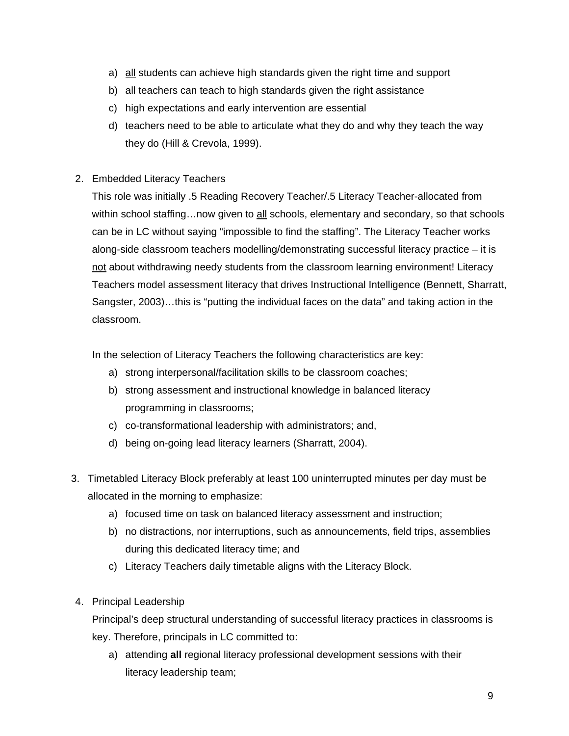a) <u>all</u> students can achieve high standards given the right time and support
b) all teachers can teach to high standards given the right assistance
c) high expectations and early intervention are essential
d) teachers need to be able to articulate what they do and why they teach the way they do (Hill & Crevola, 1999).

2. Embedded Literacy Teachers

   This role was initially .5 Reading Recovery Teacher/.5 Literacy Teacher-allocated from within school staffing…now given to <u>all</u> schools, elementary and secondary, so that schools can be in LC without saying "impossible to find the staffing". The Literacy Teacher works along-side classroom teachers modelling/demonstrating successful literacy practice – it is <u>not</u> about withdrawing needy students from the classroom learning environment! Literacy Teachers model assessment literacy that drives Instructional Intelligence (Bennett, Sharratt, Sangster, 2003)…this is "putting the individual faces on the data" and taking action in the classroom.

   In the selection of Literacy Teachers the following characteristics are key:

   a) strong interpersonal/facilitation skills to be classroom coaches;
   b) strong assessment and instructional knowledge in balanced literacy programming in classrooms;
   c) co-transformational leadership with administrators; and,
   d) being on-going lead literacy learners (Sharratt, 2004).

3. Timetabled Literacy Block preferably at least 100 uninterrupted minutes per day must be allocated in the morning to emphasize:

   a) focused time on task on balanced literacy assessment and instruction;
   b) no distractions, nor interruptions, such as announcements, field trips, assemblies during this dedicated literacy time; and
   c) Literacy Teachers daily timetable aligns with the Literacy Block.

4. Principal Leadership

   Principal's deep structural understanding of successful literacy practices in classrooms is key. Therefore, principals in LC committed to:

   a) attending **all** regional literacy professional development sessions with their literacy leadership team;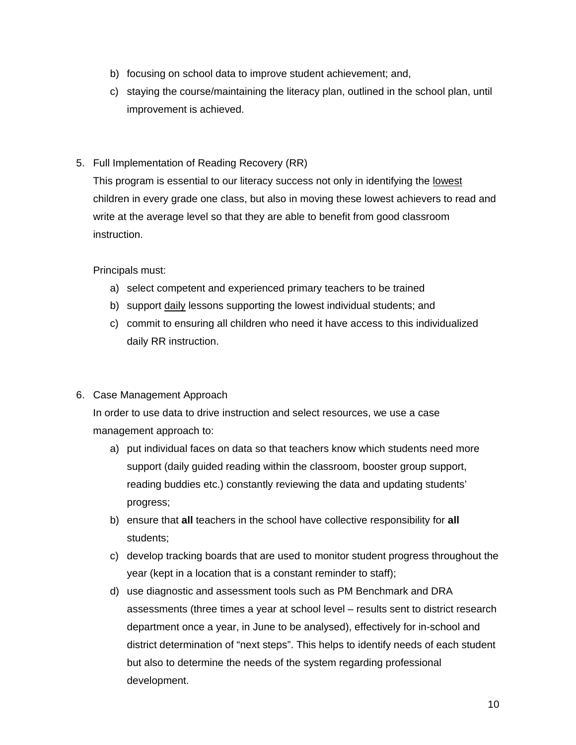b) focusing on school data to improve student achievement; and,
c) staying the course/maintaining the literacy plan, outlined in the school plan, until improvement is achieved.

5. Full Implementation of Reading Recovery (RR)

   This program is essential to our literacy success not only in identifying the <u>lowest</u> children in every grade one class, but also in moving these lowest achievers to read and write at the average level so that they are able to benefit from good classroom instruction.

   Principals must:

   a) select competent and experienced primary teachers to be trained
   b) support <u>daily</u> lessons supporting the lowest individual students; and
   c) commit to ensuring all children who need it have access to this individualized daily RR instruction.

6. Case Management Approach

   In order to use data to drive instruction and select resources, we use a case management approach to:

   a) put individual faces on data so that teachers know which students need more support (daily guided reading within the classroom, booster group support, reading buddies etc.) constantly reviewing the data and updating students' progress;
   b) ensure that **all** teachers in the school have collective responsibility for **all** students;
   c) develop tracking boards that are used to monitor student progress throughout the year (kept in a location that is a constant reminder to staff);
   d) use diagnostic and assessment tools such as PM Benchmark and DRA assessments (three times a year at school level – results sent to district research department once a year, in June to be analysed), effectively for in-school and district determination of "next steps". This helps to identify needs of each student but also to determine the needs of the system regarding professional development.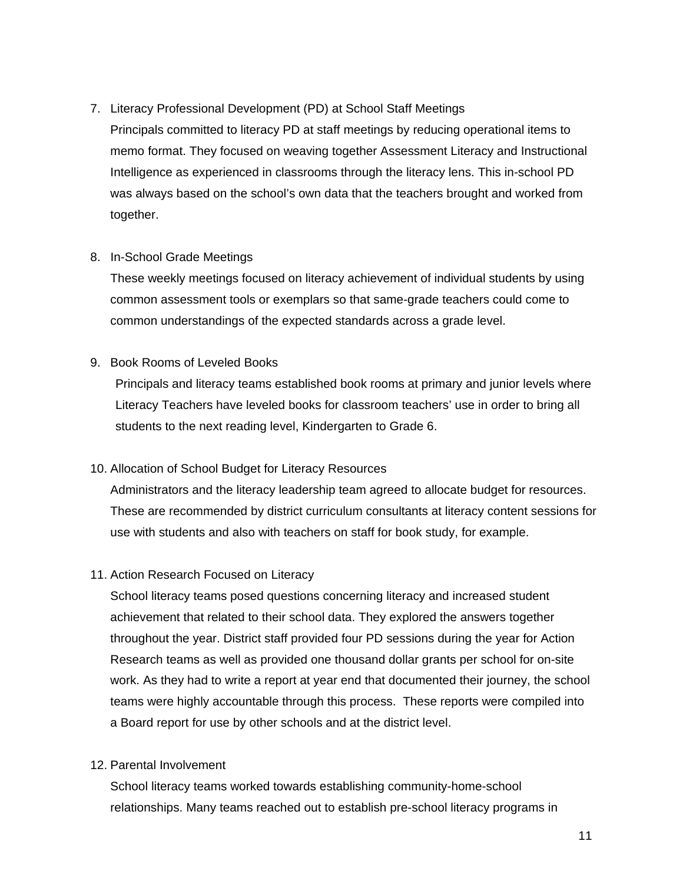7. Literacy Professional Development (PD) at School Staff Meetings

   Principals committed to literacy PD at staff meetings by reducing operational items to memo format. They focused on weaving together Assessment Literacy and Instructional Intelligence as experienced in classrooms through the literacy lens. This in-school PD was always based on the school's own data that the teachers brought and worked from together.

8. In-School Grade Meetings

   These weekly meetings focused on literacy achievement of individual students by using common assessment tools or exemplars so that same-grade teachers could come to common understandings of the expected standards across a grade level.

9. Book Rooms of Leveled Books

   Principals and literacy teams established book rooms at primary and junior levels where Literacy Teachers have leveled books for classroom teachers' use in order to bring all students to the next reading level, Kindergarten to Grade 6.

10. Allocation of School Budget for Literacy Resources

    Administrators and the literacy leadership team agreed to allocate budget for resources. These are recommended by district curriculum consultants at literacy content sessions for use with students and also with teachers on staff for book study, for example.

11. Action Research Focused on Literacy

    School literacy teams posed questions concerning literacy and increased student achievement that related to their school data. They explored the answers together throughout the year. District staff provided four PD sessions during the year for Action Research teams as well as provided one thousand dollar grants per school for on-site work. As they had to write a report at year end that documented their journey, the school teams were highly accountable through this process. These reports were compiled into a Board report for use by other schools and at the district level.

12. Parental Involvement

    School literacy teams worked towards establishing community-home-school relationships. Many teams reached out to establish pre-school literacy programs in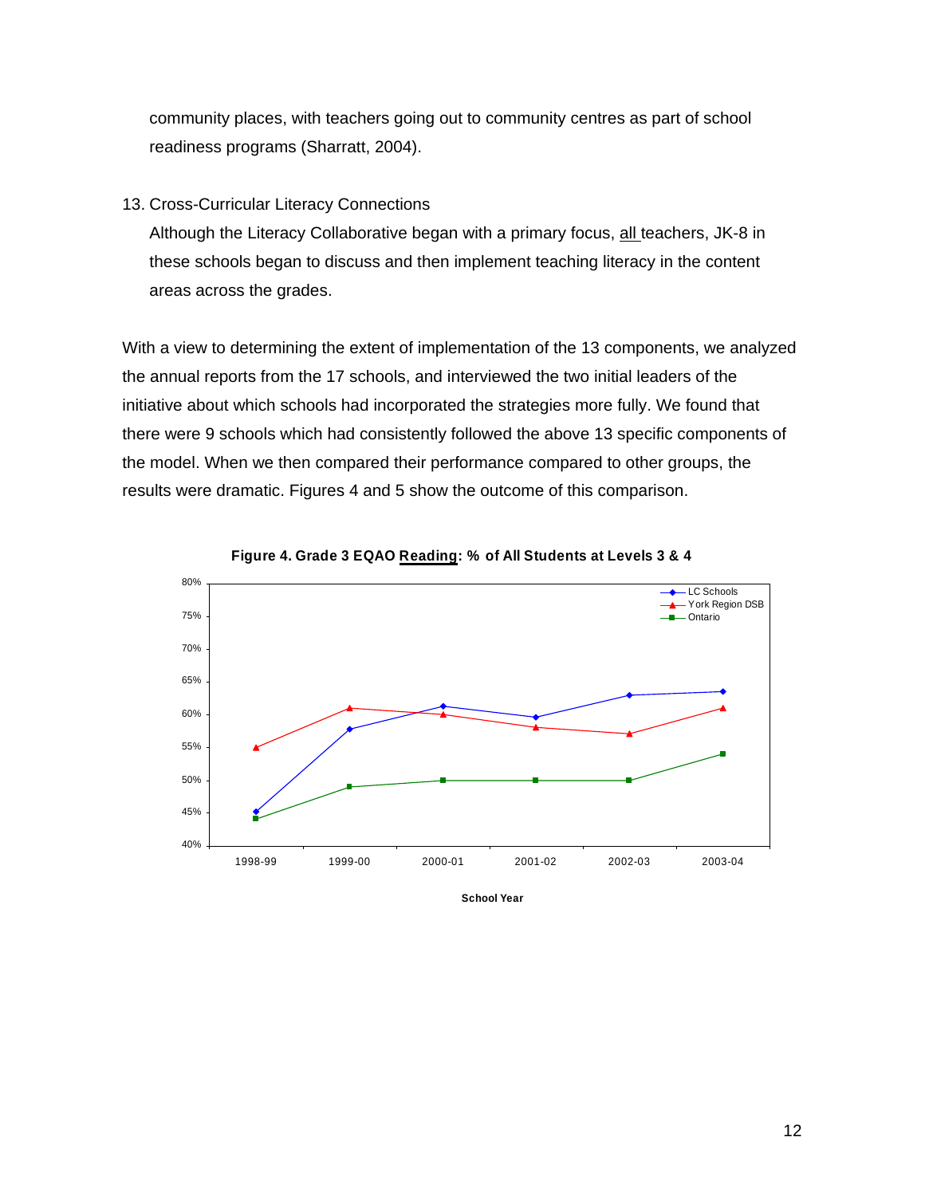community places, with teachers going out to community centres as part of school readiness programs (Sharratt, 2004).

13. Cross-Curricular Literacy Connections

    Although the Literacy Collaborative began with a primary focus, all teachers, JK-8 in these schools began to discuss and then implement teaching literacy in the content areas across the grades.

With a view to determining the extent of implementation of the 13 components, we analyzed the annual reports from the 17 schools, and interviewed the two initial leaders of the initiative about which schools had incorporated the strategies more fully. We found that there were 9 schools which had consistently followed the above 13 specific components of the model. When we then compared their performance compared to other groups, the results were dramatic. Figures 4 and 5 show the outcome of this comparison.

**Figure 4. Grade 3 EQAO Reading: % of All Students at Levels 3 & 4**

| School Year | LC Schools | York Region DSB | Ontario |
|---|---|---|---|
| 1998-99 | 45% | 55% | 44% |
| 1999-00 | 58% | 61% | 49% |
| 2000-01 | 61% | 60% | 50% |
| 2001-02 | 60% | 58% | 50% |
| 2002-03 | 63% | 57% | 50% |
| 2003-04 | 64% | 61% | 54% |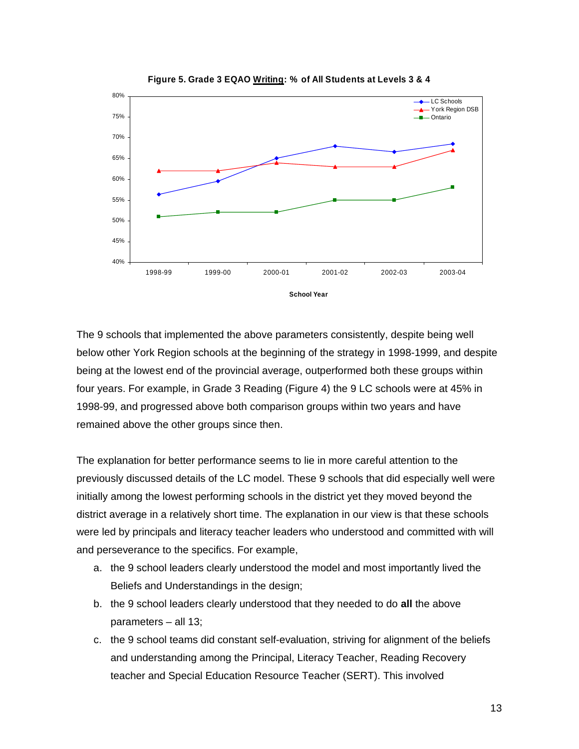**Figure 5. Grade 3 EQAO Writing: % of All Students at Levels 3 & 4**

The 9 schools that implemented the above parameters consistently, despite being well below other York Region schools at the beginning of the strategy in 1998-1999, and despite being at the lowest end of the provincial average, outperformed both these groups within four years. For example, in Grade 3 Reading (Figure 4) the 9 LC schools were at 45% in 1998-99, and progressed above both comparison groups within two years and have remained above the other groups since then.

The explanation for better performance seems to lie in more careful attention to the previously discussed details of the LC model. These 9 schools that did especially well were initially among the lowest performing schools in the district yet they moved beyond the district average in a relatively short time. The explanation in our view is that these schools were led by principals and literacy teacher leaders who understood and committed with will and perseverance to the specifics. For example,

a. the 9 school leaders clearly understood the model and most importantly lived the Beliefs and Understandings in the design;
b. the 9 school leaders clearly understood that they needed to do **all** the above parameters – all 13;
c. the 9 school teams did constant self-evaluation, striving for alignment of the beliefs and understanding among the Principal, Literacy Teacher, Reading Recovery teacher and Special Education Resource Teacher (SERT). This involved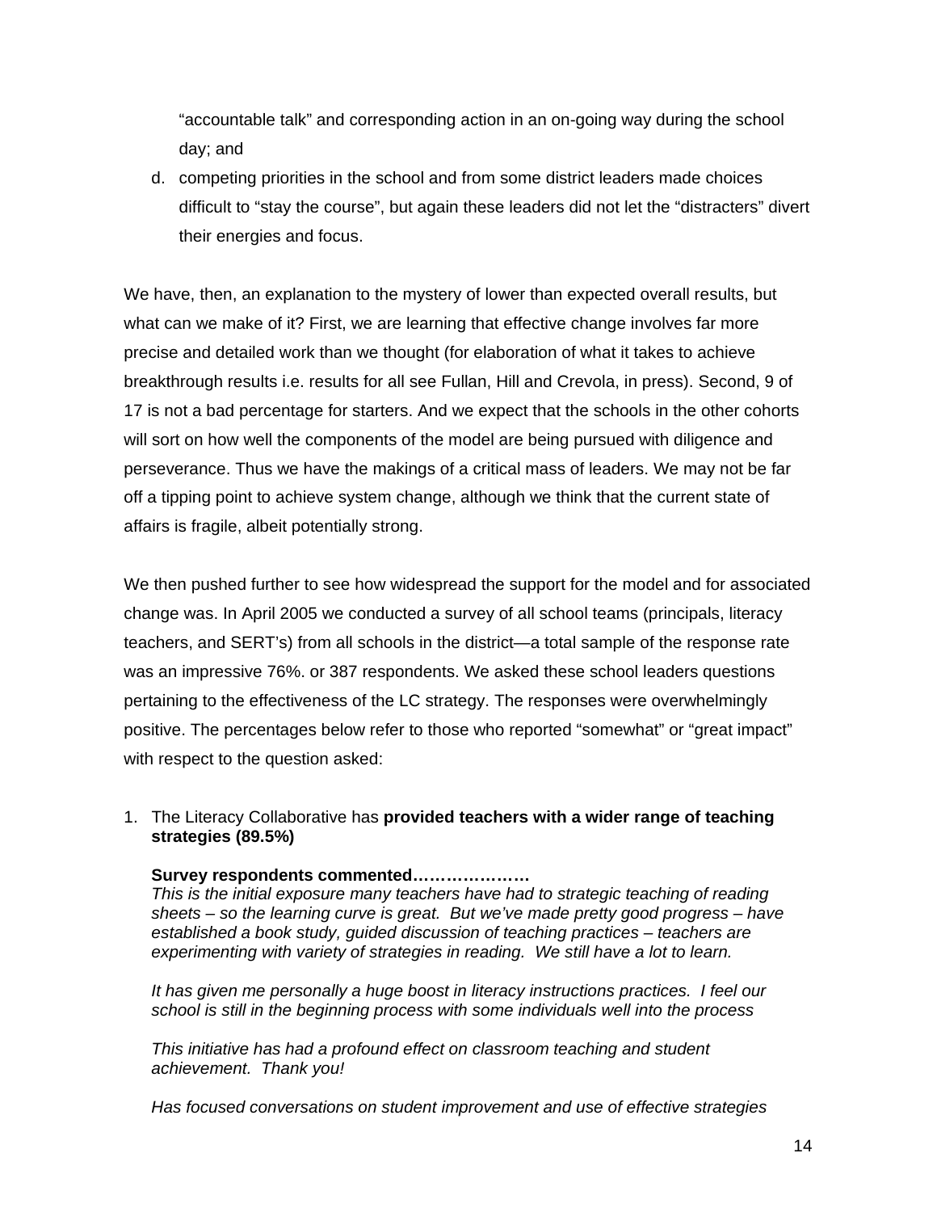"accountable talk" and corresponding action in an on-going way during the school day; and

d. competing priorities in the school and from some district leaders made choices difficult to "stay the course", but again these leaders did not let the "distracters" divert their energies and focus.

We have, then, an explanation to the mystery of lower than expected overall results, but what can we make of it? First, we are learning that effective change involves far more precise and detailed work than we thought (for elaboration of what it takes to achieve breakthrough results i.e. results for all see Fullan, Hill and Crevola, in press). Second, 9 of 17 is not a bad percentage for starters. And we expect that the schools in the other cohorts will sort on how well the components of the model are being pursued with diligence and perseverance. Thus we have the makings of a critical mass of leaders. We may not be far off a tipping point to achieve system change, although we think that the current state of affairs is fragile, albeit potentially strong.

We then pushed further to see how widespread the support for the model and for associated change was. In April 2005 we conducted a survey of all school teams (principals, literacy teachers, and SERT's) from all schools in the district—a total sample of the response rate was an impressive 76%. or 387 respondents. We asked these school leaders questions pertaining to the effectiveness of the LC strategy. The responses were overwhelmingly positive. The percentages below refer to those who reported "somewhat" or "great impact" with respect to the question asked:

1. The Literacy Collaborative has **provided teachers with a wider range of teaching strategies (89.5%)**

   **Survey respondents commented…………………**

   *This is the initial exposure many teachers have had to strategic teaching of reading sheets – so the learning curve is great. But we've made pretty good progress – have established a book study, guided discussion of teaching practices – teachers are experimenting with variety of strategies in reading. We still have a lot to learn.*

   *It has given me personally a huge boost in literacy instructions practices. I feel our school is still in the beginning process with some individuals well into the process*

   *This initiative has had a profound effect on classroom teaching and student achievement. Thank you!*

   *Has focused conversations on student improvement and use of effective strategies*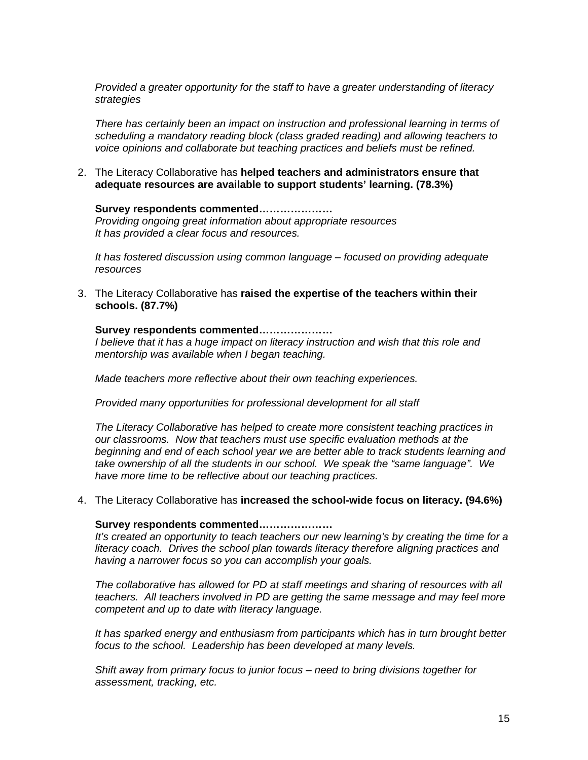*Provided a greater opportunity for the staff to have a greater understanding of literacy strategies*

*There has certainly been an impact on instruction and professional learning in terms of scheduling a mandatory reading block (class graded reading) and allowing teachers to voice opinions and collaborate but teaching practices and beliefs must be refined.*

2. The Literacy Collaborative has **helped teachers and administrators ensure that adequate resources are available to support students' learning. (78.3%)**

   **Survey respondents commented…………………**
   *Providing ongoing great information about appropriate resources*
   *It has provided a clear focus and resources.*

   *It has fostered discussion using common language – focused on providing adequate resources*

3. The Literacy Collaborative has **raised the expertise of the teachers within their schools. (87.7%)**

   **Survey respondents commented…………………**
   *I believe that it has a huge impact on literacy instruction and wish that this role and mentorship was available when I began teaching.*

   *Made teachers more reflective about their own teaching experiences.*

   *Provided many opportunities for professional development for all staff*

   *The Literacy Collaborative has helped to create more consistent teaching practices in our classrooms. Now that teachers must use specific evaluation methods at the beginning and end of each school year we are better able to track students learning and take ownership of all the students in our school. We speak the "same language". We have more time to be reflective about our teaching practices.*

4. The Literacy Collaborative has **increased the school-wide focus on literacy. (94.6%)**

   **Survey respondents commented…………………**
   *It's created an opportunity to teach teachers our new learning's by creating the time for a literacy coach. Drives the school plan towards literacy therefore aligning practices and having a narrower focus so you can accomplish your goals.*

   *The collaborative has allowed for PD at staff meetings and sharing of resources with all teachers. All teachers involved in PD are getting the same message and may feel more competent and up to date with literacy language.*

   *It has sparked energy and enthusiasm from participants which has in turn brought better focus to the school. Leadership has been developed at many levels.*

   *Shift away from primary focus to junior focus – need to bring divisions together for assessment, tracking, etc.*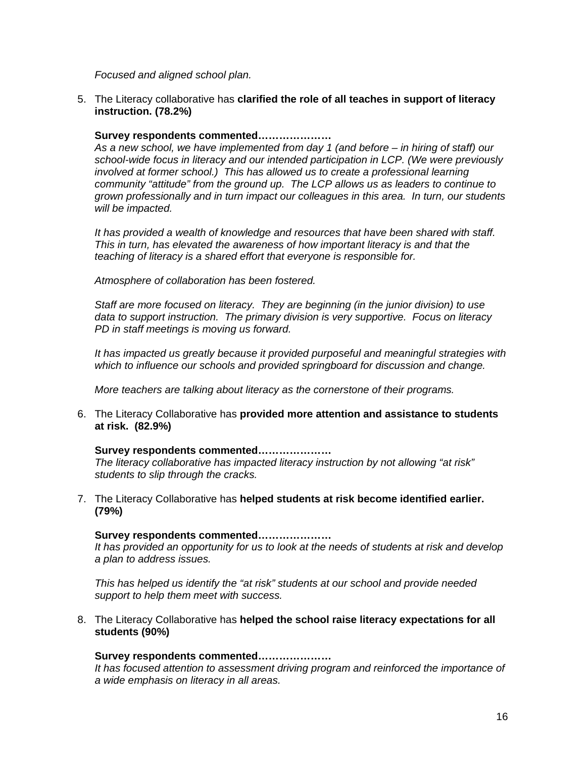*Focused and aligned school plan.*

5. The Literacy collaborative has **clarified the role of all teaches in support of literacy instruction. (78.2%)**

   **Survey respondents commented…………………**
   *As a new school, we have implemented from day 1 (and before – in hiring of staff) our school-wide focus in literacy and our intended participation in LCP. (We were previously involved at former school.) This has allowed us to create a professional learning community "attitude" from the ground up. The LCP allows us as leaders to continue to grown professionally and in turn impact our colleagues in this area. In turn, our students will be impacted.*

   *It has provided a wealth of knowledge and resources that have been shared with staff. This in turn, has elevated the awareness of how important literacy is and that the teaching of literacy is a shared effort that everyone is responsible for.*

   *Atmosphere of collaboration has been fostered.*

   *Staff are more focused on literacy. They are beginning (in the junior division) to use data to support instruction. The primary division is very supportive. Focus on literacy PD in staff meetings is moving us forward.*

   *It has impacted us greatly because it provided purposeful and meaningful strategies with which to influence our schools and provided springboard for discussion and change.*

   *More teachers are talking about literacy as the cornerstone of their programs.*

6. The Literacy Collaborative has **provided more attention and assistance to students at risk. (82.9%)**

   **Survey respondents commented…………………**
   *The literacy collaborative has impacted literacy instruction by not allowing "at risk" students to slip through the cracks.*

7. The Literacy Collaborative has **helped students at risk become identified earlier. (79%)**

   **Survey respondents commented…………………**
   *It has provided an opportunity for us to look at the needs of students at risk and develop a plan to address issues.*

   *This has helped us identify the "at risk" students at our school and provide needed support to help them meet with success.*

8. The Literacy Collaborative has **helped the school raise literacy expectations for all students (90%)**

   **Survey respondents commented…………………**
   *It has focused attention to assessment driving program and reinforced the importance of a wide emphasis on literacy in all areas.*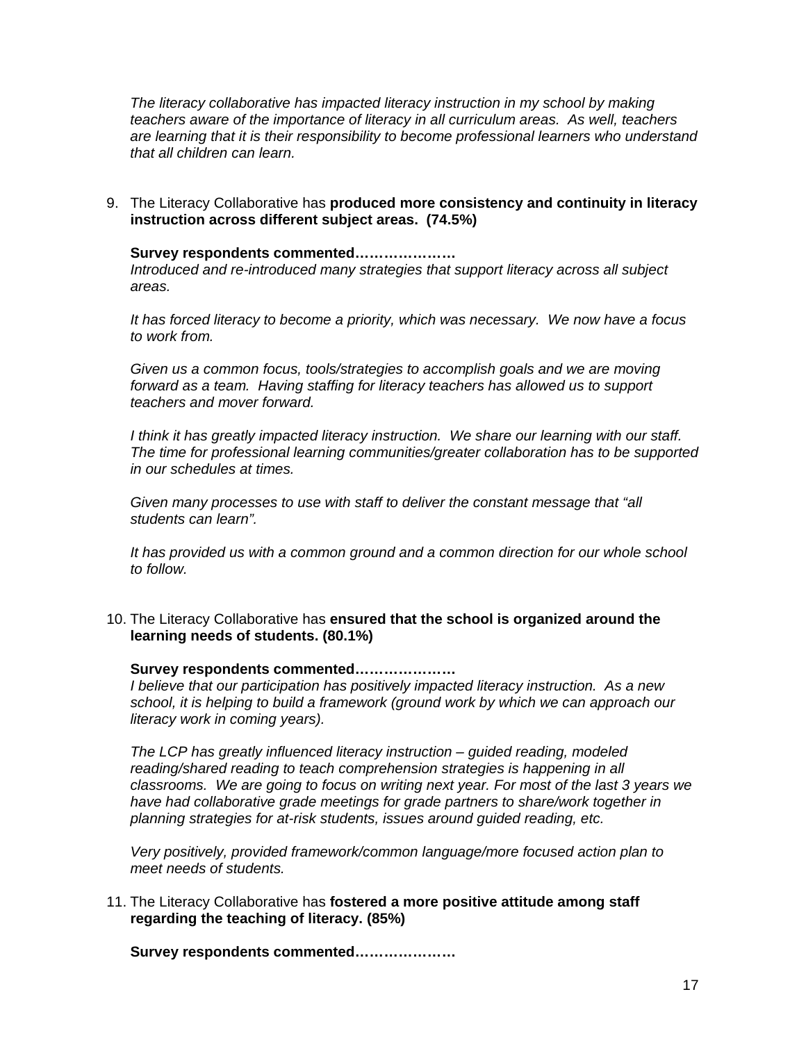*The literacy collaborative has impacted literacy instruction in my school by making teachers aware of the importance of literacy in all curriculum areas. As well, teachers are learning that it is their responsibility to become professional learners who understand that all children can learn.*

9. The Literacy Collaborative has **produced more consistency and continuity in literacy instruction across different subject areas. (74.5%)**

   **Survey respondents commented…………………**

   *Introduced and re-introduced many strategies that support literacy across all subject areas.*

   *It has forced literacy to become a priority, which was necessary. We now have a focus to work from.*

   *Given us a common focus, tools/strategies to accomplish goals and we are moving forward as a team. Having staffing for literacy teachers has allowed us to support teachers and mover forward.*

   *I think it has greatly impacted literacy instruction. We share our learning with our staff. The time for professional learning communities/greater collaboration has to be supported in our schedules at times.*

   *Given many processes to use with staff to deliver the constant message that "all students can learn".*

   *It has provided us with a common ground and a common direction for our whole school to follow.*

10. The Literacy Collaborative has **ensured that the school is organized around the learning needs of students. (80.1%)**

    **Survey respondents commented…………………**

    *I believe that our participation has positively impacted literacy instruction. As a new school, it is helping to build a framework (ground work by which we can approach our literacy work in coming years).*

    *The LCP has greatly influenced literacy instruction – guided reading, modeled reading/shared reading to teach comprehension strategies is happening in all classrooms. We are going to focus on writing next year. For most of the last 3 years we have had collaborative grade meetings for grade partners to share/work together in planning strategies for at-risk students, issues around guided reading, etc.*

    *Very positively, provided framework/common language/more focused action plan to meet needs of students.*

11. The Literacy Collaborative has **fostered a more positive attitude among staff regarding the teaching of literacy. (85%)**

    **Survey respondents commented…………………**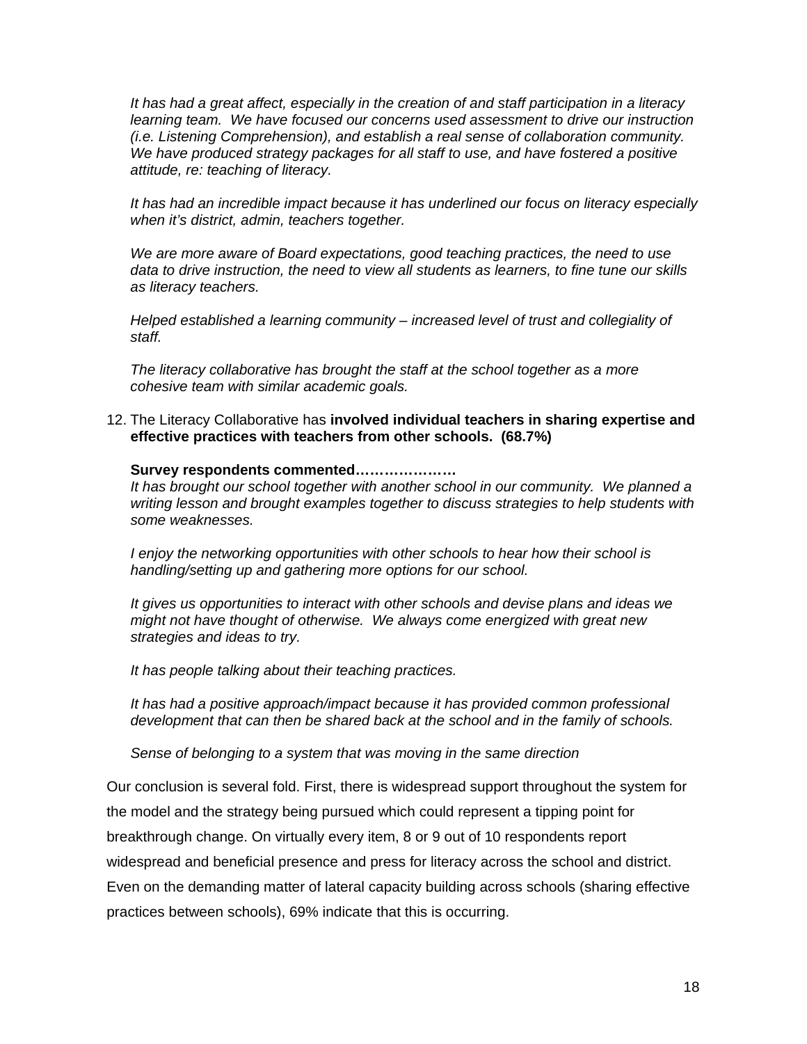*It has had a great affect, especially in the creation of and staff participation in a literacy learning team. We have focused our concerns used assessment to drive our instruction (i.e. Listening Comprehension), and establish a real sense of collaboration community. We have produced strategy packages for all staff to use, and have fostered a positive attitude, re: teaching of literacy.*

*It has had an incredible impact because it has underlined our focus on literacy especially when it's district, admin, teachers together.*

*We are more aware of Board expectations, good teaching practices, the need to use data to drive instruction, the need to view all students as learners, to fine tune our skills as literacy teachers.*

*Helped established a learning community – increased level of trust and collegiality of staff.*

*The literacy collaborative has brought the staff at the school together as a more cohesive team with similar academic goals.*

12. The Literacy Collaborative has **involved individual teachers in sharing expertise and effective practices with teachers from other schools. (68.7%)**

**Survey respondents commented…………………**

*It has brought our school together with another school in our community. We planned a writing lesson and brought examples together to discuss strategies to help students with some weaknesses.*

*I enjoy the networking opportunities with other schools to hear how their school is handling/setting up and gathering more options for our school.*

*It gives us opportunities to interact with other schools and devise plans and ideas we might not have thought of otherwise. We always come energized with great new strategies and ideas to try.*

*It has people talking about their teaching practices.*

*It has had a positive approach/impact because it has provided common professional development that can then be shared back at the school and in the family of schools.*

*Sense of belonging to a system that was moving in the same direction*

Our conclusion is several fold. First, there is widespread support throughout the system for the model and the strategy being pursued which could represent a tipping point for breakthrough change. On virtually every item, 8 or 9 out of 10 respondents report widespread and beneficial presence and press for literacy across the school and district. Even on the demanding matter of lateral capacity building across schools (sharing effective practices between schools), 69% indicate that this is occurring.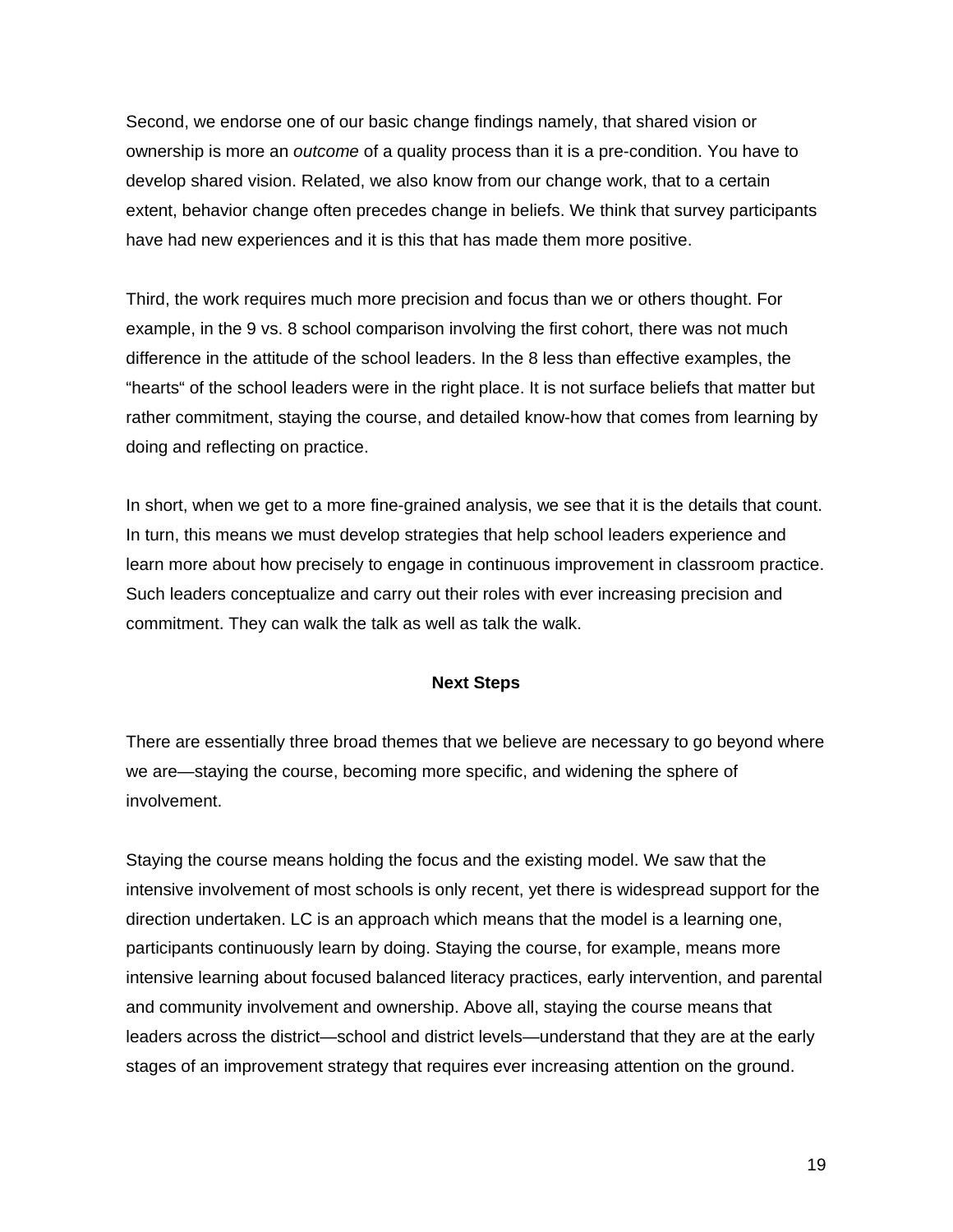Second, we endorse one of our basic change findings namely, that shared vision or ownership is more an *outcome* of a quality process than it is a pre-condition. You have to develop shared vision. Related, we also know from our change work, that to a certain extent, behavior change often precedes change in beliefs. We think that survey participants have had new experiences and it is this that has made them more positive.

Third, the work requires much more precision and focus than we or others thought. For example, in the 9 vs. 8 school comparison involving the first cohort, there was not much difference in the attitude of the school leaders. In the 8 less than effective examples, the "hearts" of the school leaders were in the right place. It is not surface beliefs that matter but rather commitment, staying the course, and detailed know-how that comes from learning by doing and reflecting on practice.

In short, when we get to a more fine-grained analysis, we see that it is the details that count. In turn, this means we must develop strategies that help school leaders experience and learn more about how precisely to engage in continuous improvement in classroom practice. Such leaders conceptualize and carry out their roles with ever increasing precision and commitment. They can walk the talk as well as talk the walk.

## Next Steps

There are essentially three broad themes that we believe are necessary to go beyond where we are—staying the course, becoming more specific, and widening the sphere of involvement.

Staying the course means holding the focus and the existing model. We saw that the intensive involvement of most schools is only recent, yet there is widespread support for the direction undertaken. LC is an approach which means that the model is a learning one, participants continuously learn by doing. Staying the course, for example, means more intensive learning about focused balanced literacy practices, early intervention, and parental and community involvement and ownership. Above all, staying the course means that leaders across the district—school and district levels—understand that they are at the early stages of an improvement strategy that requires ever increasing attention on the ground.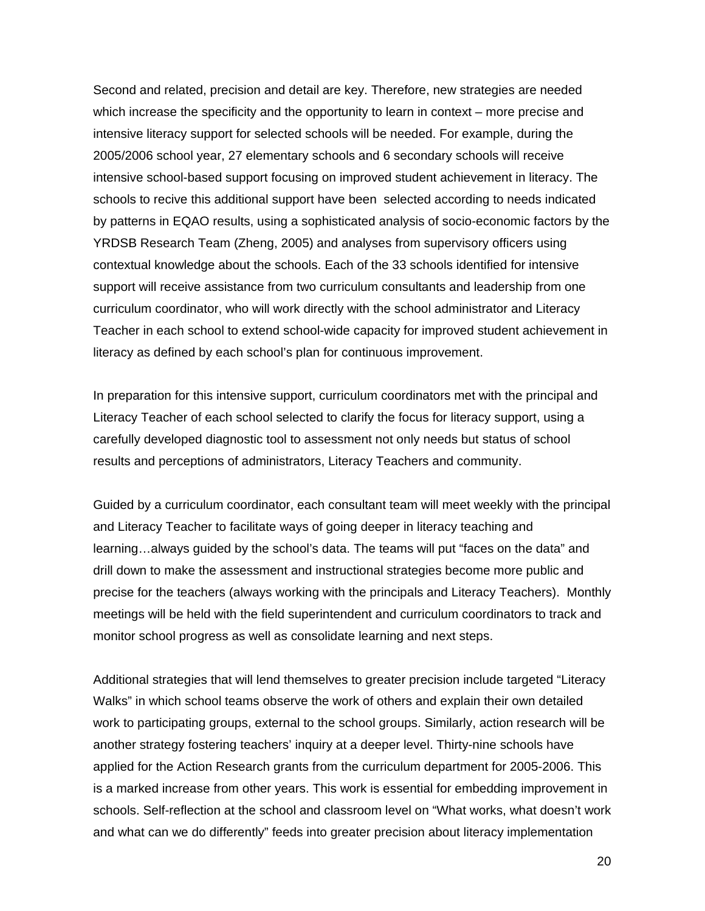Second and related, precision and detail are key. Therefore, new strategies are needed which increase the specificity and the opportunity to learn in context – more precise and intensive literacy support for selected schools will be needed. For example, during the 2005/2006 school year, 27 elementary schools and 6 secondary schools will receive intensive school-based support focusing on improved student achievement in literacy. The schools to recive this additional support have been selected according to needs indicated by patterns in EQAO results, using a sophisticated analysis of socio-economic factors by the YRDSB Research Team (Zheng, 2005) and analyses from supervisory officers using contextual knowledge about the schools. Each of the 33 schools identified for intensive support will receive assistance from two curriculum consultants and leadership from one curriculum coordinator, who will work directly with the school administrator and Literacy Teacher in each school to extend school-wide capacity for improved student achievement in literacy as defined by each school's plan for continuous improvement.

In preparation for this intensive support, curriculum coordinators met with the principal and Literacy Teacher of each school selected to clarify the focus for literacy support, using a carefully developed diagnostic tool to assessment not only needs but status of school results and perceptions of administrators, Literacy Teachers and community.

Guided by a curriculum coordinator, each consultant team will meet weekly with the principal and Literacy Teacher to facilitate ways of going deeper in literacy teaching and learning…always guided by the school's data. The teams will put "faces on the data" and drill down to make the assessment and instructional strategies become more public and precise for the teachers (always working with the principals and Literacy Teachers). Monthly meetings will be held with the field superintendent and curriculum coordinators to track and monitor school progress as well as consolidate learning and next steps.

Additional strategies that will lend themselves to greater precision include targeted "Literacy Walks" in which school teams observe the work of others and explain their own detailed work to participating groups, external to the school groups. Similarly, action research will be another strategy fostering teachers' inquiry at a deeper level. Thirty-nine schools have applied for the Action Research grants from the curriculum department for 2005-2006. This is a marked increase from other years. This work is essential for embedding improvement in schools. Self-reflection at the school and classroom level on "What works, what doesn't work and what can we do differently" feeds into greater precision about literacy implementation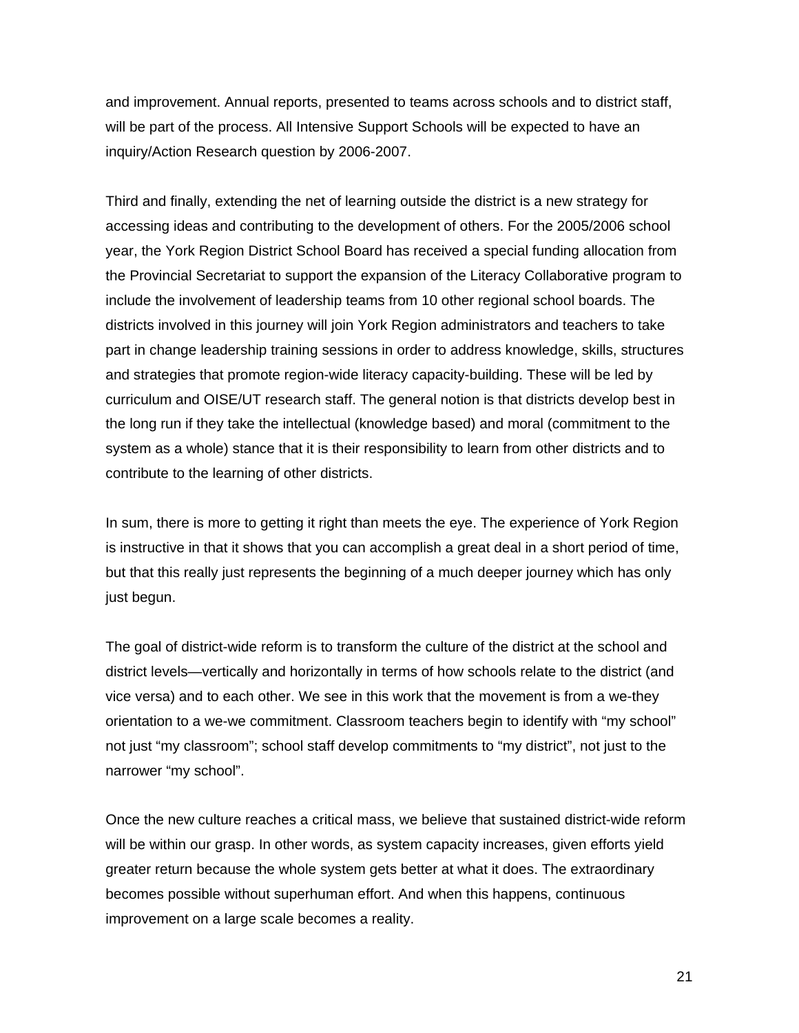and improvement. Annual reports, presented to teams across schools and to district staff, will be part of the process. All Intensive Support Schools will be expected to have an inquiry/Action Research question by 2006-2007.

Third and finally, extending the net of learning outside the district is a new strategy for accessing ideas and contributing to the development of others. For the 2005/2006 school year, the York Region District School Board has received a special funding allocation from the Provincial Secretariat to support the expansion of the Literacy Collaborative program to include the involvement of leadership teams from 10 other regional school boards. The districts involved in this journey will join York Region administrators and teachers to take part in change leadership training sessions in order to address knowledge, skills, structures and strategies that promote region-wide literacy capacity-building. These will be led by curriculum and OISE/UT research staff. The general notion is that districts develop best in the long run if they take the intellectual (knowledge based) and moral (commitment to the system as a whole) stance that it is their responsibility to learn from other districts and to contribute to the learning of other districts.

In sum, there is more to getting it right than meets the eye. The experience of York Region is instructive in that it shows that you can accomplish a great deal in a short period of time, but that this really just represents the beginning of a much deeper journey which has only just begun.

The goal of district-wide reform is to transform the culture of the district at the school and district levels—vertically and horizontally in terms of how schools relate to the district (and vice versa) and to each other. We see in this work that the movement is from a we-they orientation to a we-we commitment. Classroom teachers begin to identify with "my school" not just "my classroom"; school staff develop commitments to "my district", not just to the narrower "my school".

Once the new culture reaches a critical mass, we believe that sustained district-wide reform will be within our grasp. In other words, as system capacity increases, given efforts yield greater return because the whole system gets better at what it does. The extraordinary becomes possible without superhuman effort. And when this happens, continuous improvement on a large scale becomes a reality.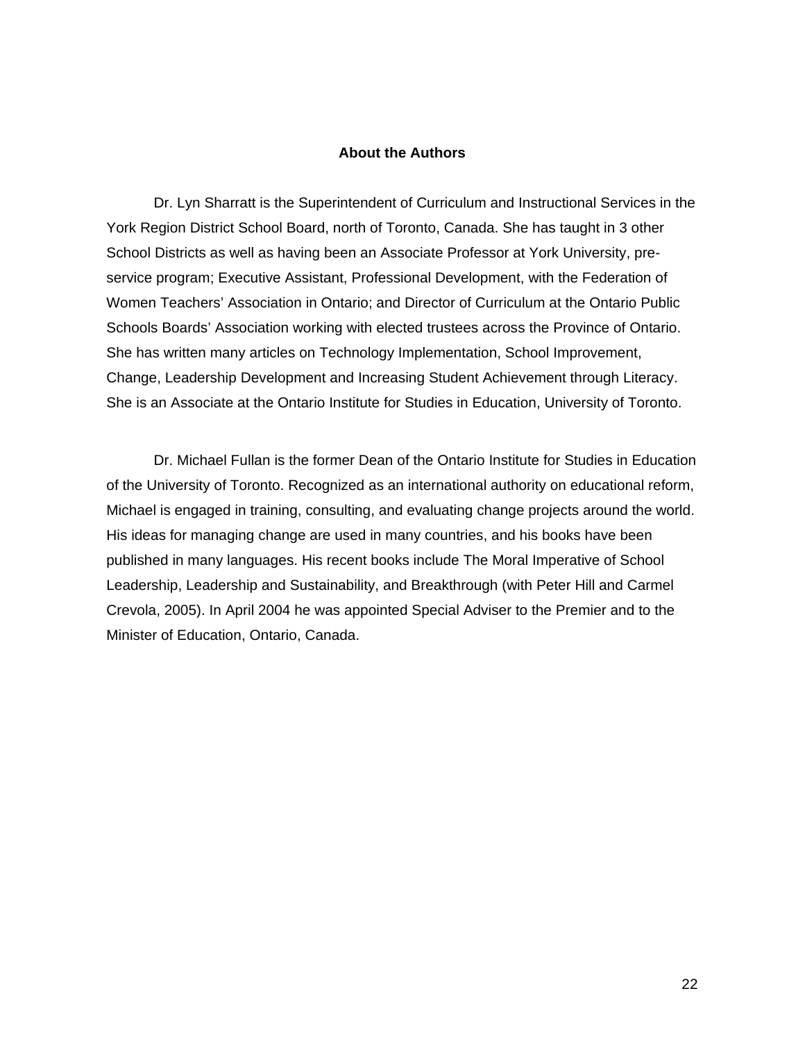## About the Authors

Dr. Lyn Sharratt is the Superintendent of Curriculum and Instructional Services in the York Region District School Board, north of Toronto, Canada. She has taught in 3 other School Districts as well as having been an Associate Professor at York University, pre-service program; Executive Assistant, Professional Development, with the Federation of Women Teachers' Association in Ontario; and Director of Curriculum at the Ontario Public Schools Boards' Association working with elected trustees across the Province of Ontario. She has written many articles on Technology Implementation, School Improvement, Change, Leadership Development and Increasing Student Achievement through Literacy. She is an Associate at the Ontario Institute for Studies in Education, University of Toronto.

Dr. Michael Fullan is the former Dean of the Ontario Institute for Studies in Education of the University of Toronto. Recognized as an international authority on educational reform, Michael is engaged in training, consulting, and evaluating change projects around the world. His ideas for managing change are used in many countries, and his books have been published in many languages. His recent books include The Moral Imperative of School Leadership, Leadership and Sustainability, and Breakthrough (with Peter Hill and Carmel Crevola, 2005). In April 2004 he was appointed Special Adviser to the Premier and to the Minister of Education, Ontario, Canada.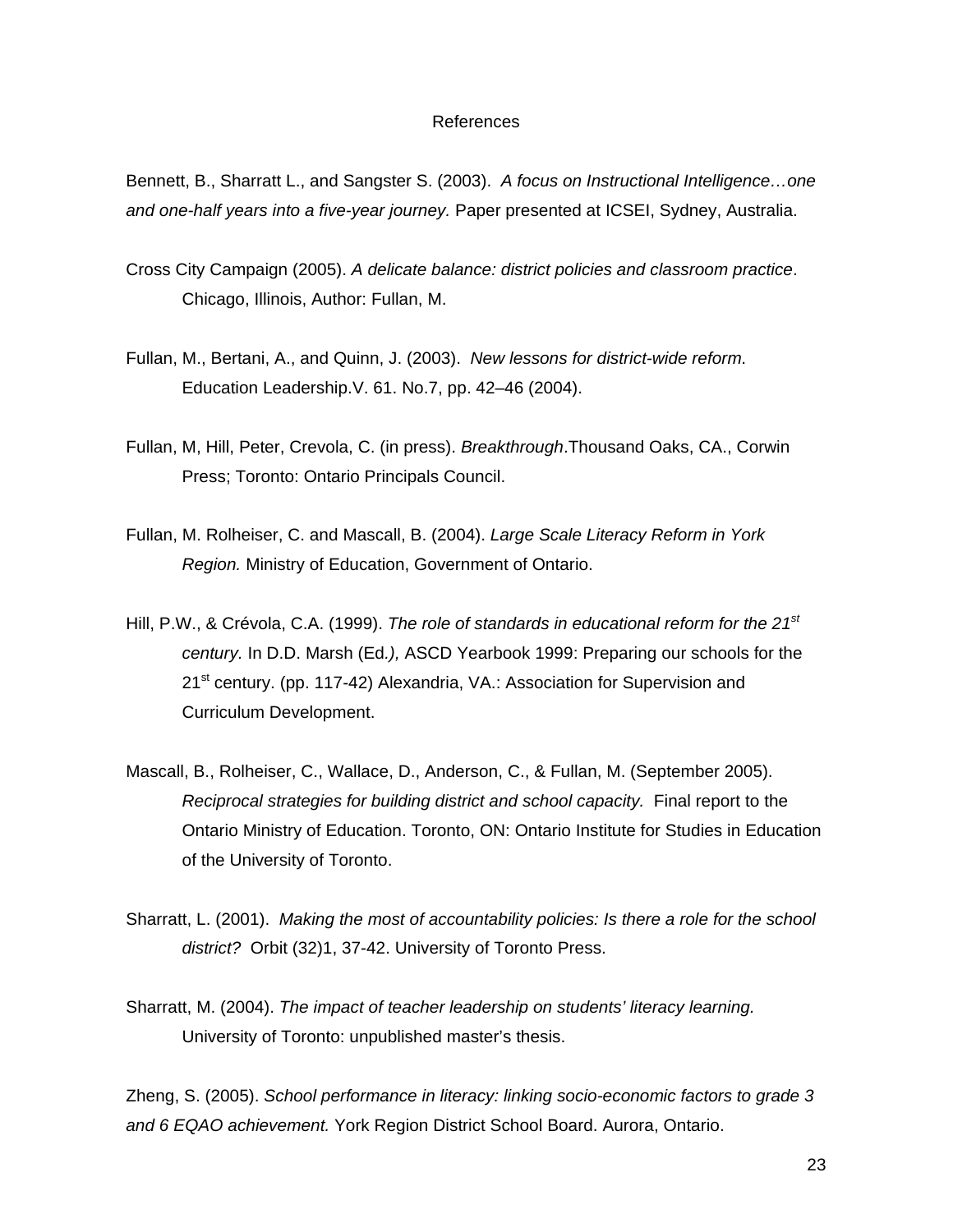# References

Bennett, B., Sharratt L., and Sangster S. (2003). *A focus on Instructional Intelligence…one and one-half years into a five-year journey.* Paper presented at ICSEI, Sydney, Australia.

Cross City Campaign (2005). *A delicate balance: district policies and classroom practice*. Chicago, Illinois, Author: Fullan, M.

Fullan, M., Bertani, A., and Quinn, J. (2003). *New lessons for district-wide reform*. Education Leadership.V. 61. No.7, pp. 42–46 (2004).

Fullan, M, Hill, Peter, Crevola, C. (in press). *Breakthrough*.Thousand Oaks, CA., Corwin Press; Toronto: Ontario Principals Council.

Fullan, M. Rolheiser, C. and Mascall, B. (2004). *Large Scale Literacy Reform in York Region.* Ministry of Education, Government of Ontario.

Hill, P.W., & Crévola, C.A. (1999). *The role of standards in educational reform for the 21st century.* In D.D. Marsh (Ed*.),* ASCD Yearbook 1999: Preparing our schools for the 21st century. (pp. 117-42) Alexandria, VA.: Association for Supervision and Curriculum Development.

Mascall, B., Rolheiser, C., Wallace, D., Anderson, C., & Fullan, M. (September 2005). *Reciprocal strategies for building district and school capacity.* Final report to the Ontario Ministry of Education. Toronto, ON: Ontario Institute for Studies in Education of the University of Toronto.

Sharratt, L. (2001). *Making the most of accountability policies: Is there a role for the school district?* Orbit (32)1, 37-42. University of Toronto Press.

Sharratt, M. (2004). *The impact of teacher leadership on students' literacy learning.* University of Toronto: unpublished master's thesis.

Zheng, S. (2005). *School performance in literacy: linking socio-economic factors to grade 3 and 6 EQAO achievement.* York Region District School Board. Aurora, Ontario.